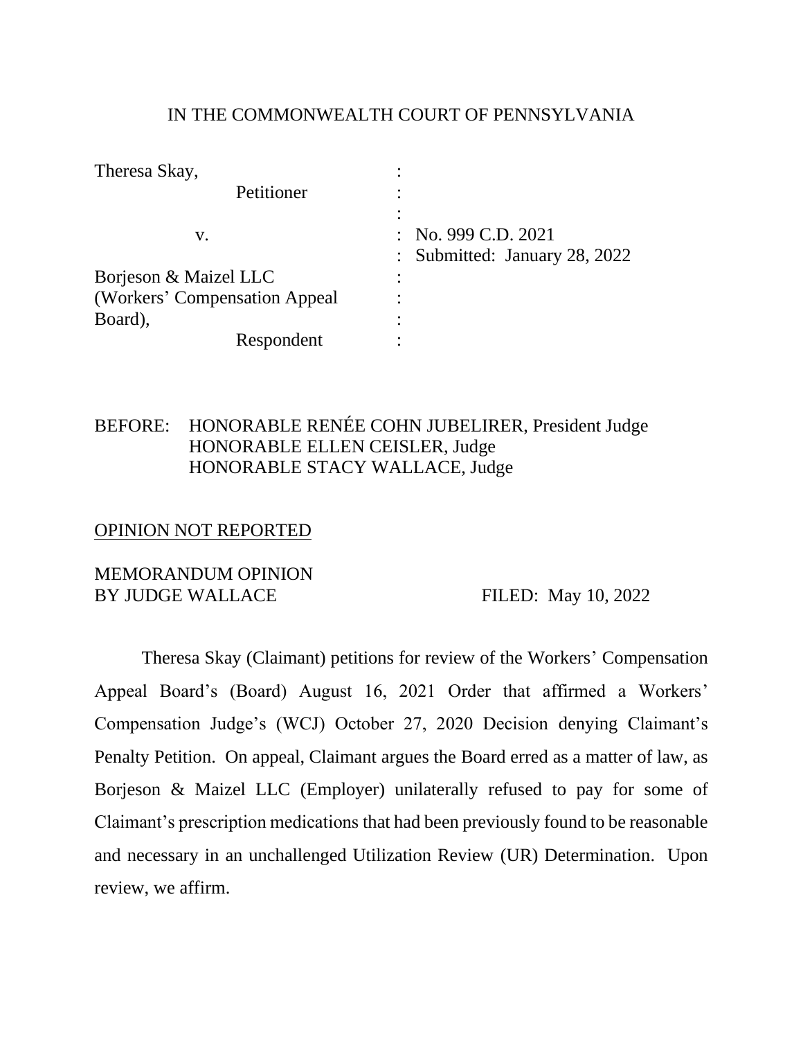IN THE COMMONWEALTH COURT OF PENNSYLVANIA

| | | |
|---|---|---|
| Theresa Skay, | : | |
| Petitioner | : | |
| | : | |
| v. | : | No. 999 C.D. 2021 |
| | : | Submitted: January 28, 2022 |
| Borjeson & Maizel LLC | : | |
| (Workers' Compensation Appeal | : | |
| Board), | : | |
| Respondent | : | |

BEFORE: HONORABLE RENÉE COHN JUBELIRER, President Judge
HONORABLE ELLEN CEISLER, Judge
HONORABLE STACY WALLACE, Judge

<u>OPINION NOT REPORTED</u>

MEMORANDUM OPINION
BY JUDGE WALLACE FILED: May 10, 2022

Theresa Skay (Claimant) petitions for review of the Workers' Compensation Appeal Board's (Board) August 16, 2021 Order that affirmed a Workers' Compensation Judge's (WCJ) October 27, 2020 Decision denying Claimant's Penalty Petition. On appeal, Claimant argues the Board erred as a matter of law, as Borjeson & Maizel LLC (Employer) unilaterally refused to pay for some of Claimant's prescription medications that had been previously found to be reasonable and necessary in an unchallenged Utilization Review (UR) Determination. Upon review, we affirm.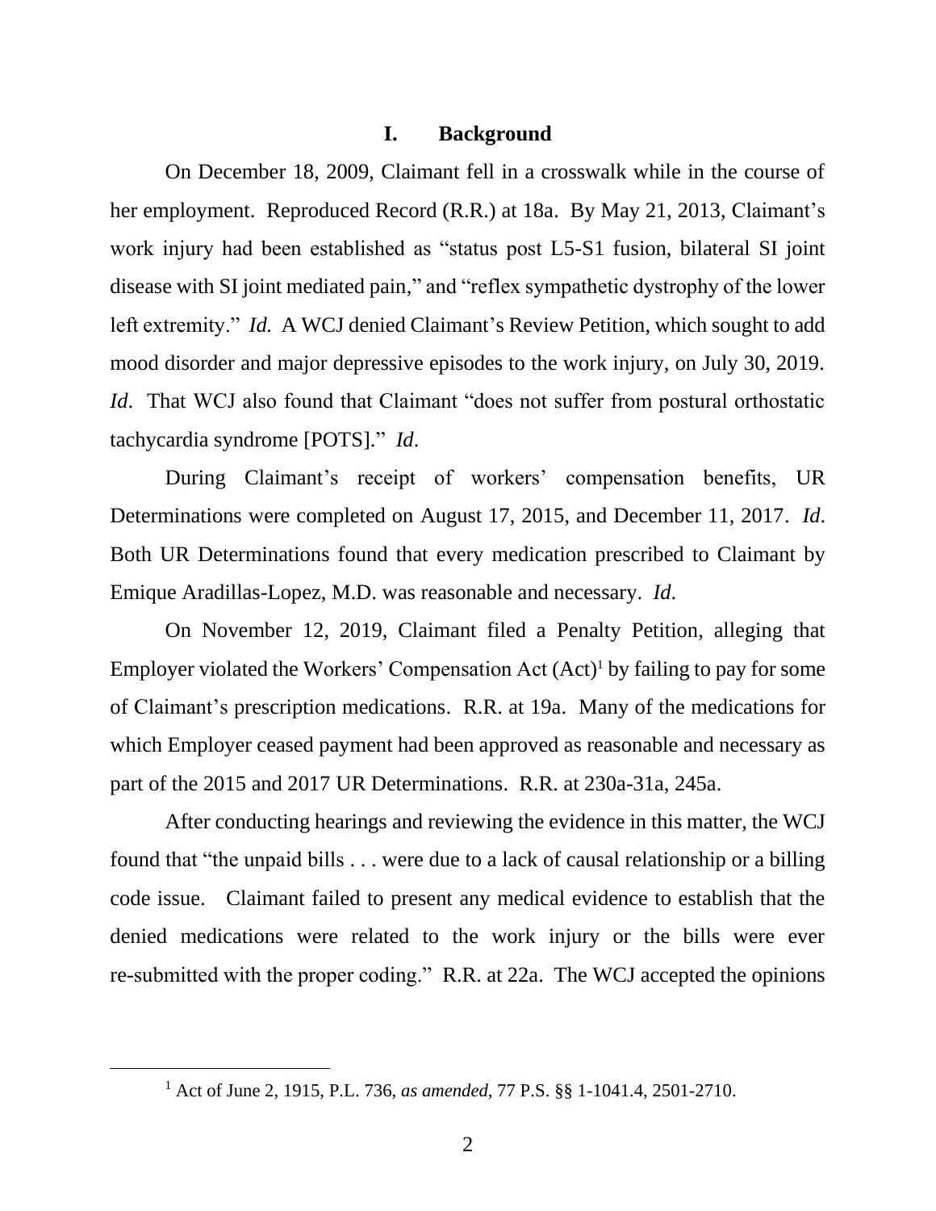## I. Background

On December 18, 2009, Claimant fell in a crosswalk while in the course of her employment. Reproduced Record (R.R.) at 18a. By May 21, 2013, Claimant's work injury had been established as "status post L5-S1 fusion, bilateral SI joint disease with SI joint mediated pain," and "reflex sympathetic dystrophy of the lower left extremity." *Id.* A WCJ denied Claimant's Review Petition, which sought to add mood disorder and major depressive episodes to the work injury, on July 30, 2019. *Id*. That WCJ also found that Claimant "does not suffer from postural orthostatic tachycardia syndrome [POTS]." *Id*.

During Claimant's receipt of workers' compensation benefits, UR Determinations were completed on August 17, 2015, and December 11, 2017. *Id*. Both UR Determinations found that every medication prescribed to Claimant by Emique Aradillas-Lopez, M.D. was reasonable and necessary. *Id.*

On November 12, 2019, Claimant filed a Penalty Petition, alleging that Employer violated the Workers' Compensation Act (Act)[1] by failing to pay for some of Claimant's prescription medications. R.R. at 19a. Many of the medications for which Employer ceased payment had been approved as reasonable and necessary as part of the 2015 and 2017 UR Determinations. R.R. at 230a-31a, 245a.

After conducting hearings and reviewing the evidence in this matter, the WCJ found that "the unpaid bills . . . were due to a lack of causal relationship or a billing code issue. Claimant failed to present any medical evidence to establish that the denied medications were related to the work injury or the bills were ever re-submitted with the proper coding." R.R. at 22a. The WCJ accepted the opinions

---

[1] Act of June 2, 1915, P.L. 736, *as amended*, 77 P.S. §§ 1-1041.4, 2501-2710.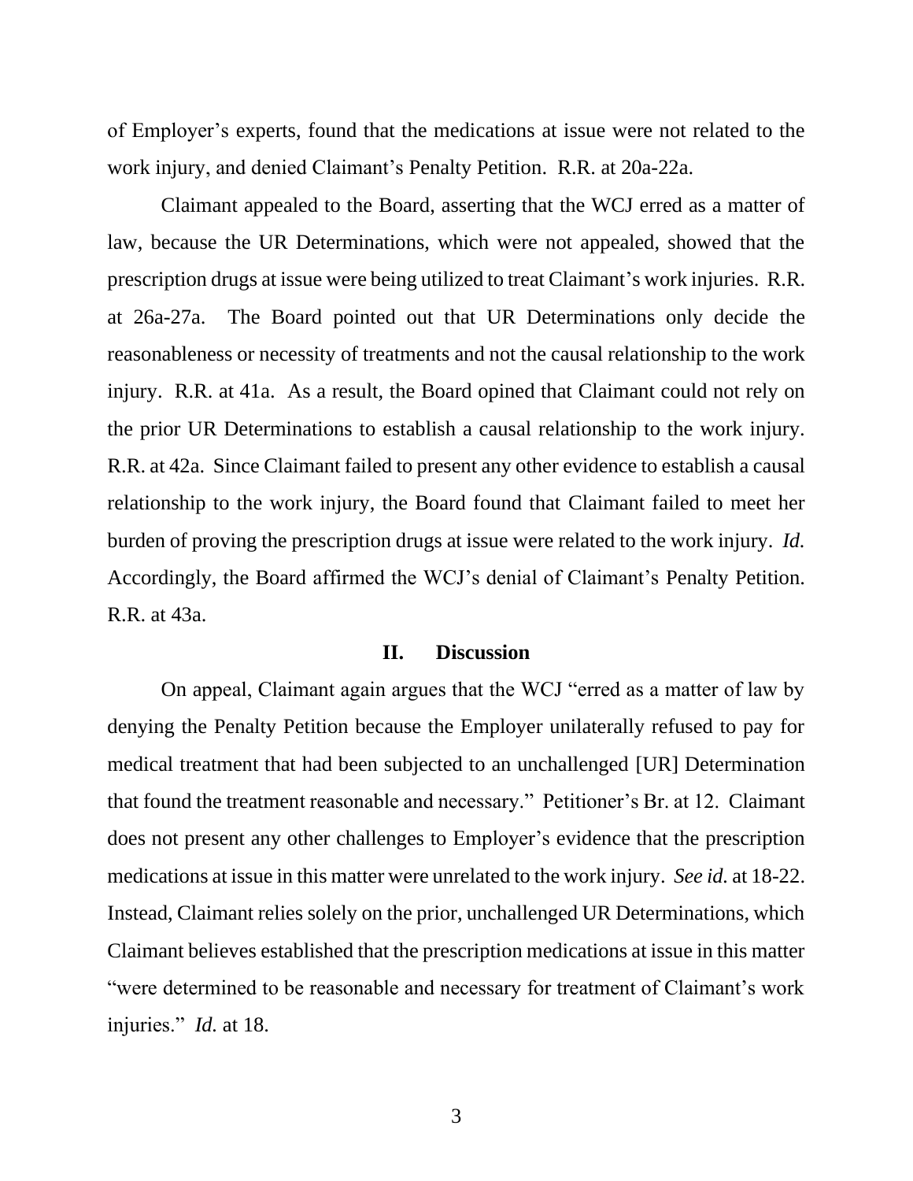of Employer's experts, found that the medications at issue were not related to the work injury, and denied Claimant's Penalty Petition. R.R. at 20a-22a.

Claimant appealed to the Board, asserting that the WCJ erred as a matter of law, because the UR Determinations, which were not appealed, showed that the prescription drugs at issue were being utilized to treat Claimant's work injuries. R.R. at 26a-27a. The Board pointed out that UR Determinations only decide the reasonableness or necessity of treatments and not the causal relationship to the work injury. R.R. at 41a. As a result, the Board opined that Claimant could not rely on the prior UR Determinations to establish a causal relationship to the work injury. R.R. at 42a. Since Claimant failed to present any other evidence to establish a causal relationship to the work injury, the Board found that Claimant failed to meet her burden of proving the prescription drugs at issue were related to the work injury. *Id.* Accordingly, the Board affirmed the WCJ's denial of Claimant's Penalty Petition. R.R. at 43a.

## II. Discussion

On appeal, Claimant again argues that the WCJ "erred as a matter of law by denying the Penalty Petition because the Employer unilaterally refused to pay for medical treatment that had been subjected to an unchallenged [UR] Determination that found the treatment reasonable and necessary." Petitioner's Br. at 12. Claimant does not present any other challenges to Employer's evidence that the prescription medications at issue in this matter were unrelated to the work injury. *See id.* at 18-22. Instead, Claimant relies solely on the prior, unchallenged UR Determinations, which Claimant believes established that the prescription medications at issue in this matter "were determined to be reasonable and necessary for treatment of Claimant's work injuries." *Id.* at 18.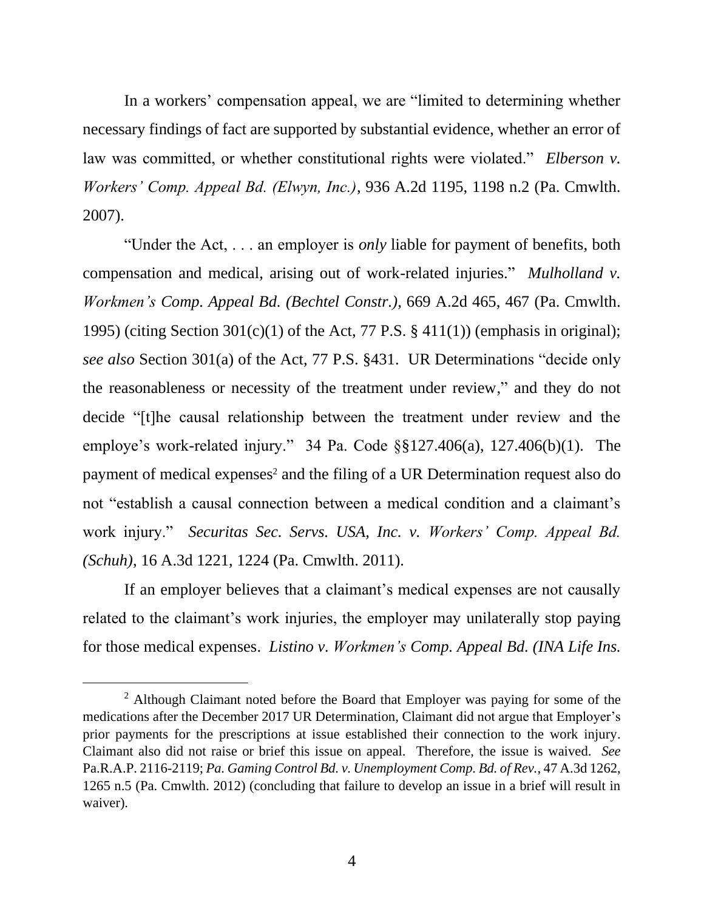In a workers' compensation appeal, we are "limited to determining whether necessary findings of fact are supported by substantial evidence, whether an error of law was committed, or whether constitutional rights were violated." *Elberson v. Workers' Comp. Appeal Bd. (Elwyn, Inc.)*, 936 A.2d 1195, 1198 n.2 (Pa. Cmwlth. 2007).

"Under the Act, . . . an employer is *only* liable for payment of benefits, both compensation and medical, arising out of work-related injuries." *Mulholland v. Workmen's Comp. Appeal Bd. (Bechtel Constr.)*, 669 A.2d 465, 467 (Pa. Cmwlth. 1995) (citing Section 301(c)(1) of the Act, 77 P.S. § 411(1)) (emphasis in original); *see also* Section 301(a) of the Act, 77 P.S. §431. UR Determinations "decide only the reasonableness or necessity of the treatment under review," and they do not decide "[t]he causal relationship between the treatment under review and the employe's work-related injury." 34 Pa. Code §§127.406(a), 127.406(b)(1). The payment of medical expenses[2] and the filing of a UR Determination request also do not "establish a causal connection between a medical condition and a claimant's work injury." *Securitas Sec. Servs. USA, Inc. v. Workers' Comp. Appeal Bd. (Schuh)*, 16 A.3d 1221, 1224 (Pa. Cmwlth. 2011).

If an employer believes that a claimant's medical expenses are not causally related to the claimant's work injuries, the employer may unilaterally stop paying for those medical expenses. *Listino v. Workmen's Comp. Appeal Bd. (INA Life Ins.*

---

[2] Although Claimant noted before the Board that Employer was paying for some of the medications after the December 2017 UR Determination, Claimant did not argue that Employer's prior payments for the prescriptions at issue established their connection to the work injury. Claimant also did not raise or brief this issue on appeal. Therefore, the issue is waived. *See* Pa.R.A.P. 2116-2119; *Pa. Gaming Control Bd. v. Unemployment Comp. Bd. of Rev.*, 47 A.3d 1262, 1265 n.5 (Pa. Cmwlth. 2012) (concluding that failure to develop an issue in a brief will result in waiver).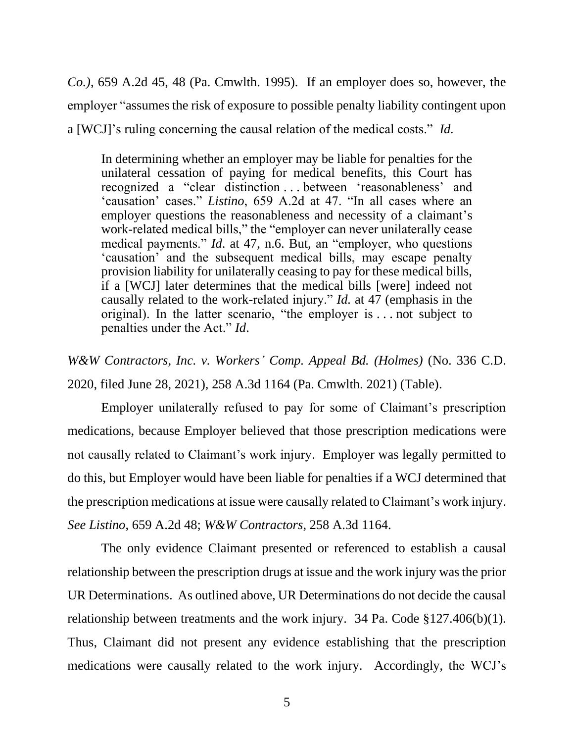*Co.)*, 659 A.2d 45, 48 (Pa. Cmwlth. 1995). If an employer does so, however, the employer "assumes the risk of exposure to possible penalty liability contingent upon a [WCJ]'s ruling concerning the causal relation of the medical costs." *Id.*

> In determining whether an employer may be liable for penalties for the unilateral cessation of paying for medical benefits, this Court has recognized a "clear distinction . . . between 'reasonableness' and 'causation' cases." *Listino*, 659 A.2d at 47. "In all cases where an employer questions the reasonableness and necessity of a claimant's work-related medical bills," the "employer can never unilaterally cease medical payments." *Id.* at 47, n.6. But, an "employer, who questions 'causation' and the subsequent medical bills, may escape penalty provision liability for unilaterally ceasing to pay for these medical bills, if a [WCJ] later determines that the medical bills [were] indeed not causally related to the work-related injury." *Id.* at 47 (emphasis in the original). In the latter scenario, "the employer is . . . not subject to penalties under the Act." *Id*.

*W&W Contractors, Inc. v. Workers' Comp. Appeal Bd. (Holmes)* (No. 336 C.D. 2020, filed June 28, 2021), 258 A.3d 1164 (Pa. Cmwlth. 2021) (Table).

Employer unilaterally refused to pay for some of Claimant's prescription medications, because Employer believed that those prescription medications were not causally related to Claimant's work injury. Employer was legally permitted to do this, but Employer would have been liable for penalties if a WCJ determined that the prescription medications at issue were causally related to Claimant's work injury. *See Listino*, 659 A.2d 48; *W&W Contractors*, 258 A.3d 1164.

The only evidence Claimant presented or referenced to establish a causal relationship between the prescription drugs at issue and the work injury was the prior UR Determinations. As outlined above, UR Determinations do not decide the causal relationship between treatments and the work injury. 34 Pa. Code §127.406(b)(1). Thus, Claimant did not present any evidence establishing that the prescription medications were causally related to the work injury. Accordingly, the WCJ's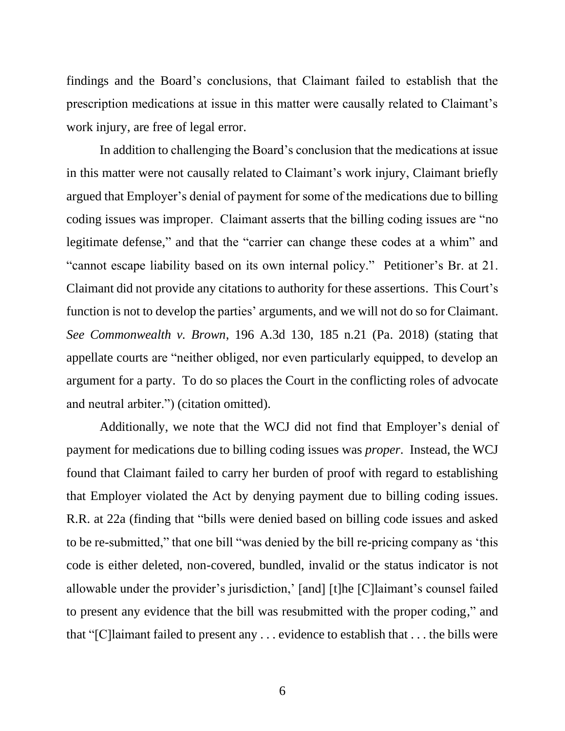findings and the Board's conclusions, that Claimant failed to establish that the prescription medications at issue in this matter were causally related to Claimant's work injury, are free of legal error.

In addition to challenging the Board's conclusion that the medications at issue in this matter were not causally related to Claimant's work injury, Claimant briefly argued that Employer's denial of payment for some of the medications due to billing coding issues was improper. Claimant asserts that the billing coding issues are "no legitimate defense," and that the "carrier can change these codes at a whim" and "cannot escape liability based on its own internal policy." Petitioner's Br. at 21. Claimant did not provide any citations to authority for these assertions. This Court's function is not to develop the parties' arguments, and we will not do so for Claimant. *See Commonwealth v. Brown*, 196 A.3d 130, 185 n.21 (Pa. 2018) (stating that appellate courts are "neither obliged, nor even particularly equipped, to develop an argument for a party. To do so places the Court in the conflicting roles of advocate and neutral arbiter.") (citation omitted).

Additionally, we note that the WCJ did not find that Employer's denial of payment for medications due to billing coding issues was *proper*. Instead, the WCJ found that Claimant failed to carry her burden of proof with regard to establishing that Employer violated the Act by denying payment due to billing coding issues. R.R. at 22a (finding that "bills were denied based on billing code issues and asked to be re-submitted," that one bill "was denied by the bill re-pricing company as 'this code is either deleted, non-covered, bundled, invalid or the status indicator is not allowable under the provider's jurisdiction,' [and] [t]he [C]laimant's counsel failed to present any evidence that the bill was resubmitted with the proper coding," and that "[C]laimant failed to present any . . . evidence to establish that . . . the bills were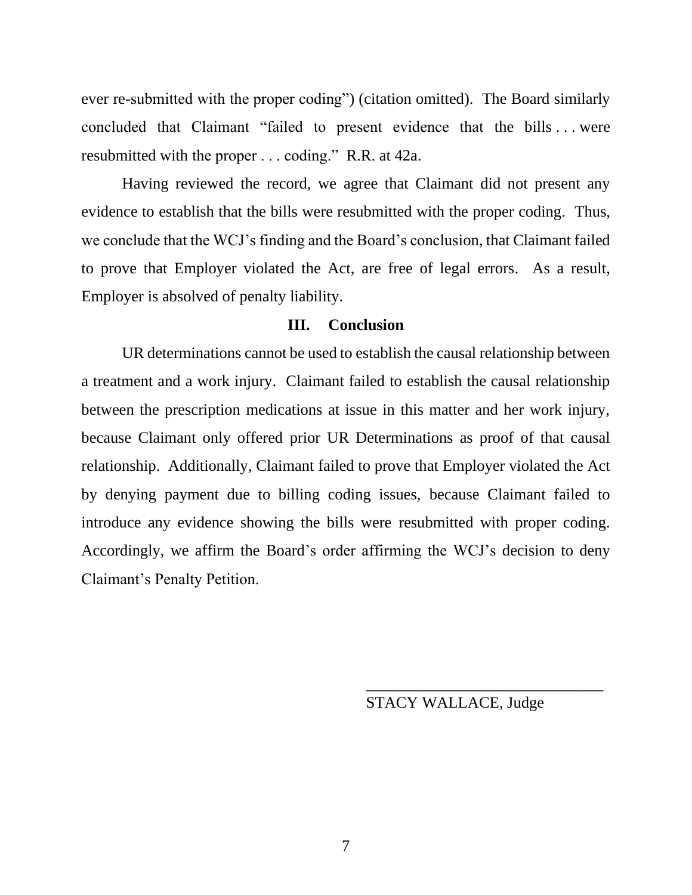ever re-submitted with the proper coding") (citation omitted). The Board similarly concluded that Claimant "failed to present evidence that the bills . . . were resubmitted with the proper . . . coding." R.R. at 42a.

Having reviewed the record, we agree that Claimant did not present any evidence to establish that the bills were resubmitted with the proper coding. Thus, we conclude that the WCJ's finding and the Board's conclusion, that Claimant failed to prove that Employer violated the Act, are free of legal errors. As a result, Employer is absolved of penalty liability.

## III. Conclusion

UR determinations cannot be used to establish the causal relationship between a treatment and a work injury. Claimant failed to establish the causal relationship between the prescription medications at issue in this matter and her work injury, because Claimant only offered prior UR Determinations as proof of that causal relationship. Additionally, Claimant failed to prove that Employer violated the Act by denying payment due to billing coding issues, because Claimant failed to introduce any evidence showing the bills were resubmitted with proper coding. Accordingly, we affirm the Board's order affirming the WCJ's decision to deny Claimant's Penalty Petition.

______________________________
STACY WALLACE, Judge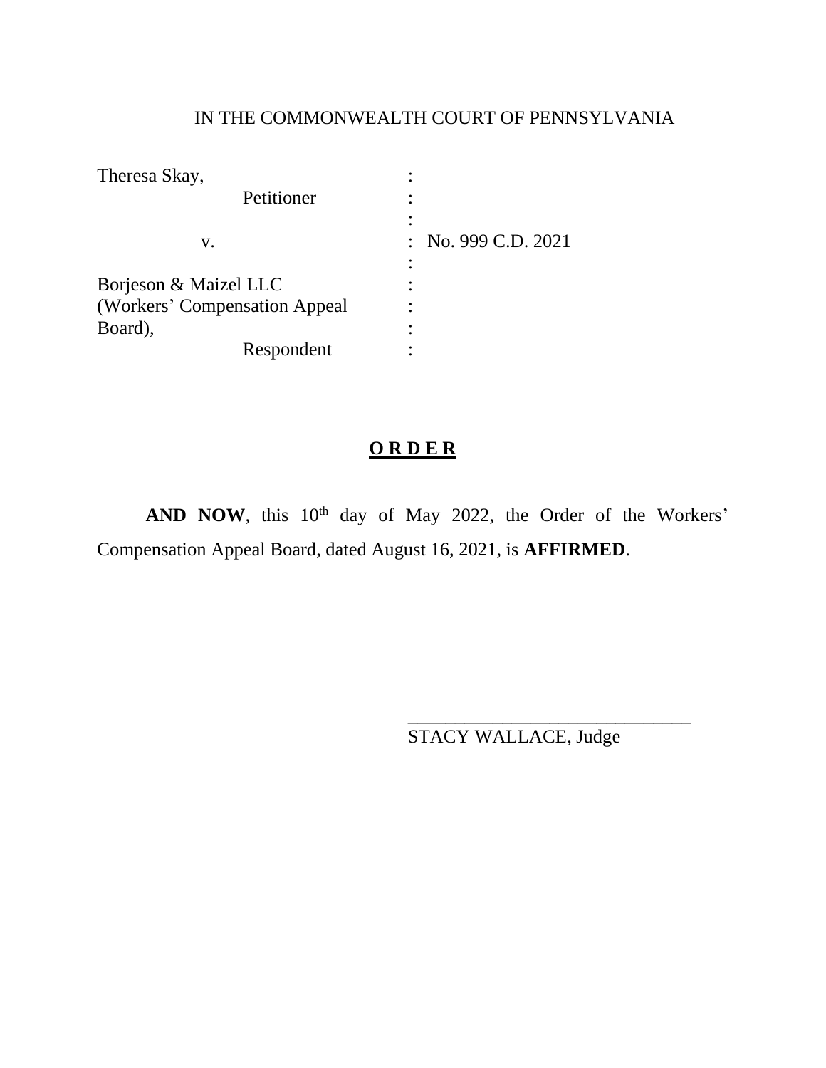IN THE COMMONWEALTH COURT OF PENNSYLVANIA

| | | |
|---|---|---|
| Theresa Skay, | : | |
| Petitioner | : | |
| | : | |
| v. | : | No. 999 C.D. 2021 |
| | : | |
| Borjeson & Maizel LLC | : | |
| (Workers' Compensation Appeal | : | |
| Board), | : | |
| Respondent | : | |

**O R D E R**

**AND NOW**, this 10th day of May 2022, the Order of the Workers' Compensation Appeal Board, dated August 16, 2021, is **AFFIRMED**.

______________________________
STACY WALLACE, Judge